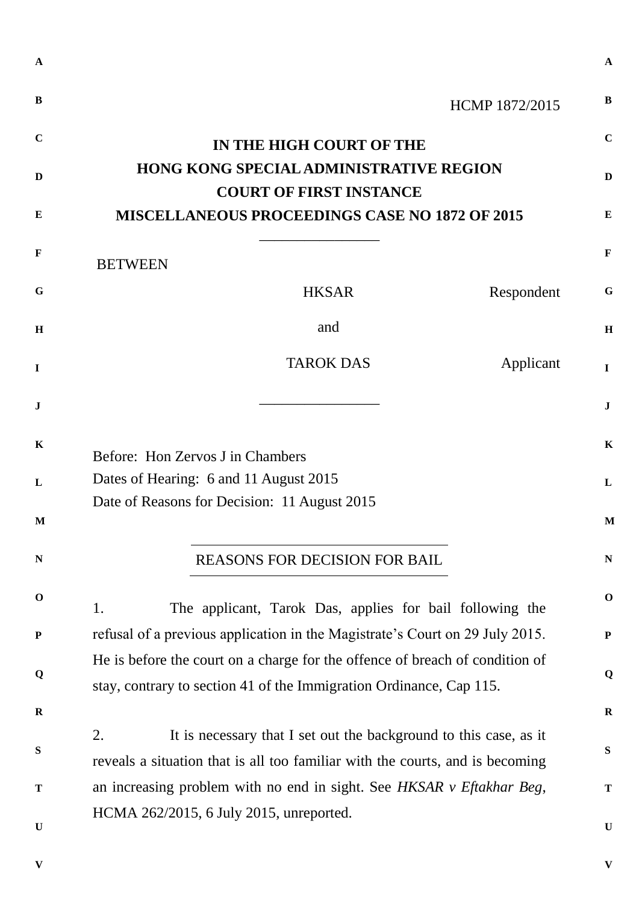HCMP 1872/2015

**IN THE HIGH COURT OF THE**
**HONG KONG SPECIAL ADMINISTRATIVE REGION**
**COURT OF FIRST INSTANCE**
**MISCELLANEOUS PROCEEDINGS CASE NO 1872 OF 2015**

---

BETWEEN

| | |
|---|---|
| HKSAR | Respondent |
| and | |
| TAROK DAS | Applicant |

---

Before: Hon Zervos J in Chambers
Dates of Hearing: 6 and 11 August 2015
Date of Reasons for Decision: 11 August 2015

---

REASONS FOR DECISION FOR BAIL

---

1. The applicant, Tarok Das, applies for bail following the refusal of a previous application in the Magistrate's Court on 29 July 2015. He is before the court on a charge for the offence of breach of condition of stay, contrary to section 41 of the Immigration Ordinance, Cap 115.

2. It is necessary that I set out the background to this case, as it reveals a situation that is all too familiar with the courts, and is becoming an increasing problem with no end in sight. See *HKSAR v Eftakhar Beg*, HCMA 262/2015, 6 July 2015, unreported.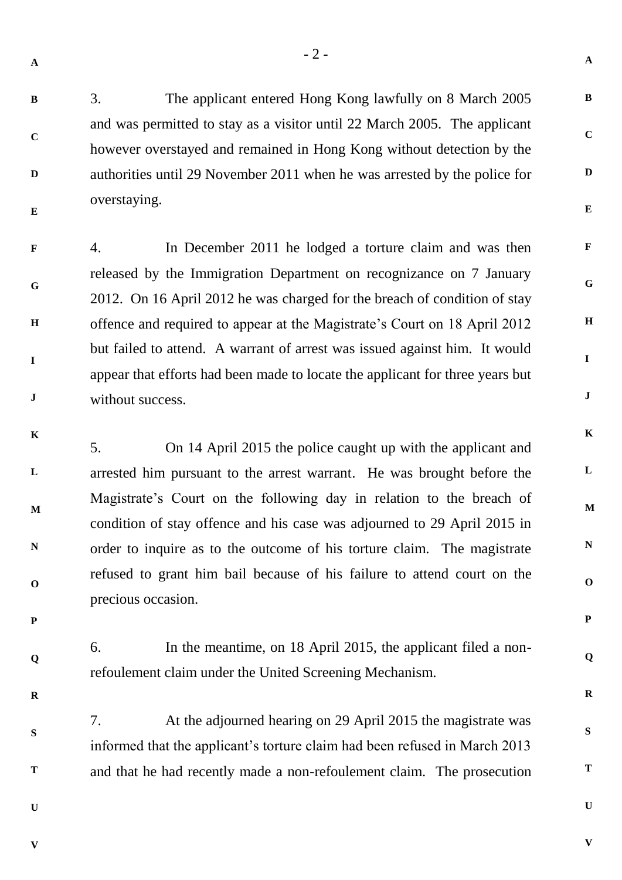3. The applicant entered Hong Kong lawfully on 8 March 2005 and was permitted to stay as a visitor until 22 March 2005. The applicant however overstayed and remained in Hong Kong without detection by the authorities until 29 November 2011 when he was arrested by the police for overstaying.

4. In December 2011 he lodged a torture claim and was then released by the Immigration Department on recognizance on 7 January 2012. On 16 April 2012 he was charged for the breach of condition of stay offence and required to appear at the Magistrate's Court on 18 April 2012 but failed to attend. A warrant of arrest was issued against him. It would appear that efforts had been made to locate the applicant for three years but without success.

5. On 14 April 2015 the police caught up with the applicant and arrested him pursuant to the arrest warrant. He was brought before the Magistrate's Court on the following day in relation to the breach of condition of stay offence and his case was adjourned to 29 April 2015 in order to inquire as to the outcome of his torture claim. The magistrate refused to grant him bail because of his failure to attend court on the precious occasion.

6. In the meantime, on 18 April 2015, the applicant filed a non-refoulement claim under the United Screening Mechanism.

7. At the adjourned hearing on 29 April 2015 the magistrate was informed that the applicant's torture claim had been refused in March 2013 and that he had recently made a non-refoulement claim. The prosecution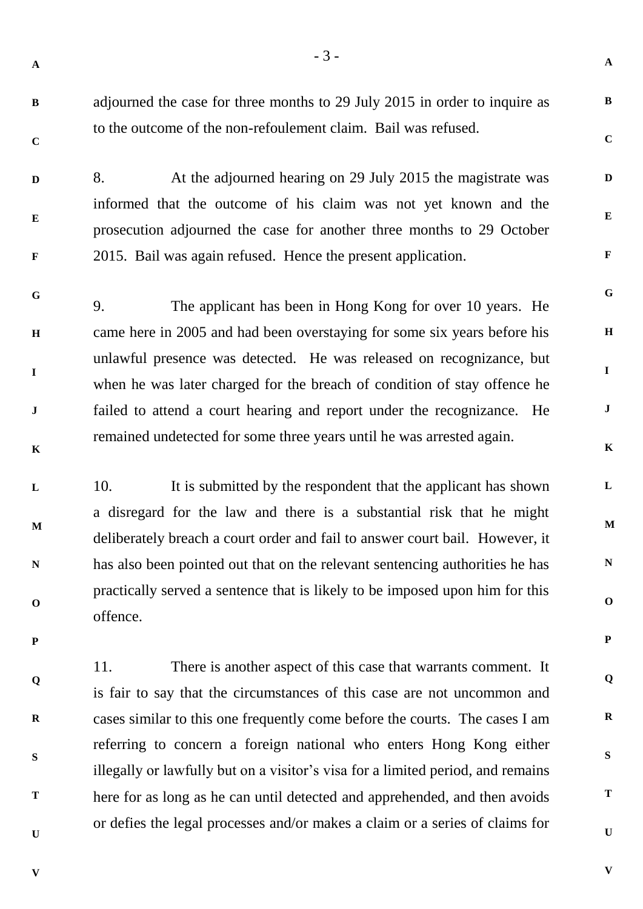adjourned the case for three months to 29 July 2015 in order to inquire as to the outcome of the non-refoulement claim. Bail was refused.

8. At the adjourned hearing on 29 July 2015 the magistrate was informed that the outcome of his claim was not yet known and the prosecution adjourned the case for another three months to 29 October 2015. Bail was again refused. Hence the present application.

9. The applicant has been in Hong Kong for over 10 years. He came here in 2005 and had been overstaying for some six years before his unlawful presence was detected. He was released on recognizance, but when he was later charged for the breach of condition of stay offence he failed to attend a court hearing and report under the recognizance. He remained undetected for some three years until he was arrested again.

10. It is submitted by the respondent that the applicant has shown a disregard for the law and there is a substantial risk that he might deliberately breach a court order and fail to answer court bail. However, it has also been pointed out that on the relevant sentencing authorities he has practically served a sentence that is likely to be imposed upon him for this offence.

11. There is another aspect of this case that warrants comment. It is fair to say that the circumstances of this case are not uncommon and cases similar to this one frequently come before the courts. The cases I am referring to concern a foreign national who enters Hong Kong either illegally or lawfully but on a visitor's visa for a limited period, and remains here for as long as he can until detected and apprehended, and then avoids or defies the legal processes and/or makes a claim or a series of claims for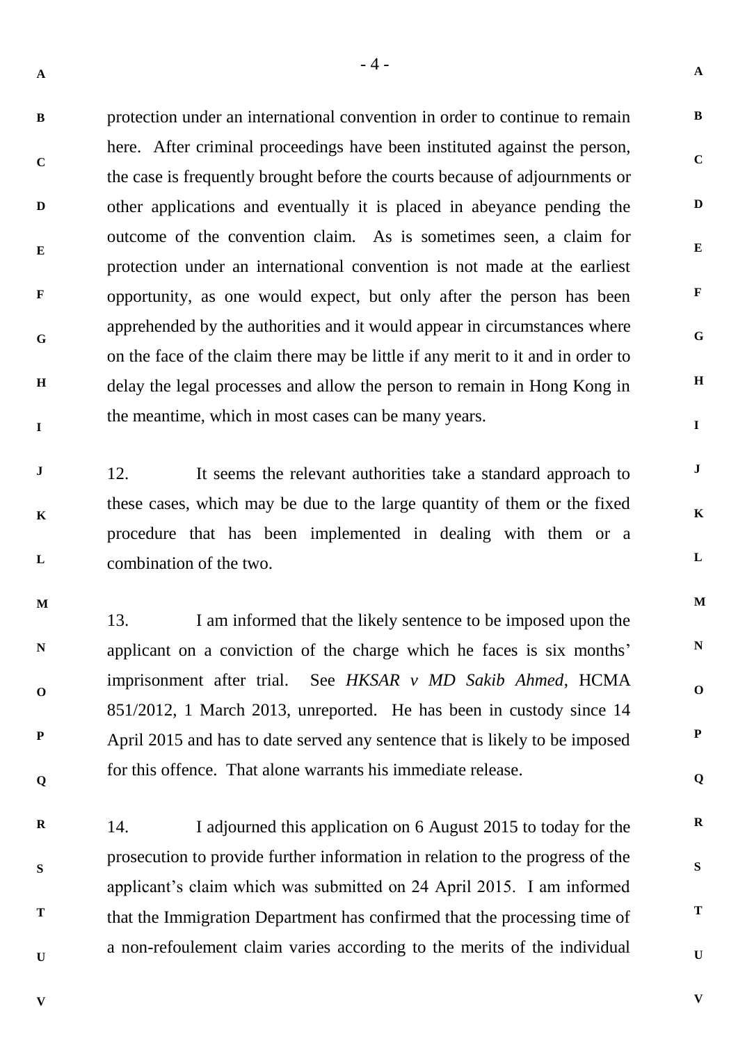protection under an international convention in order to continue to remain here. After criminal proceedings have been instituted against the person, the case is frequently brought before the courts because of adjournments or other applications and eventually it is placed in abeyance pending the outcome of the convention claim. As is sometimes seen, a claim for protection under an international convention is not made at the earliest opportunity, as one would expect, but only after the person has been apprehended by the authorities and it would appear in circumstances where on the face of the claim there may be little if any merit to it and in order to delay the legal processes and allow the person to remain in Hong Kong in the meantime, which in most cases can be many years.

12. It seems the relevant authorities take a standard approach to these cases, which may be due to the large quantity of them or the fixed procedure that has been implemented in dealing with them or a combination of the two.

13. I am informed that the likely sentence to be imposed upon the applicant on a conviction of the charge which he faces is six months' imprisonment after trial. See *HKSAR v MD Sakib Ahmed*, HCMA 851/2012, 1 March 2013, unreported. He has been in custody since 14 April 2015 and has to date served any sentence that is likely to be imposed for this offence. That alone warrants his immediate release.

14. I adjourned this application on 6 August 2015 to today for the prosecution to provide further information in relation to the progress of the applicant's claim which was submitted on 24 April 2015. I am informed that the Immigration Department has confirmed that the processing time of a non-refoulement claim varies according to the merits of the individual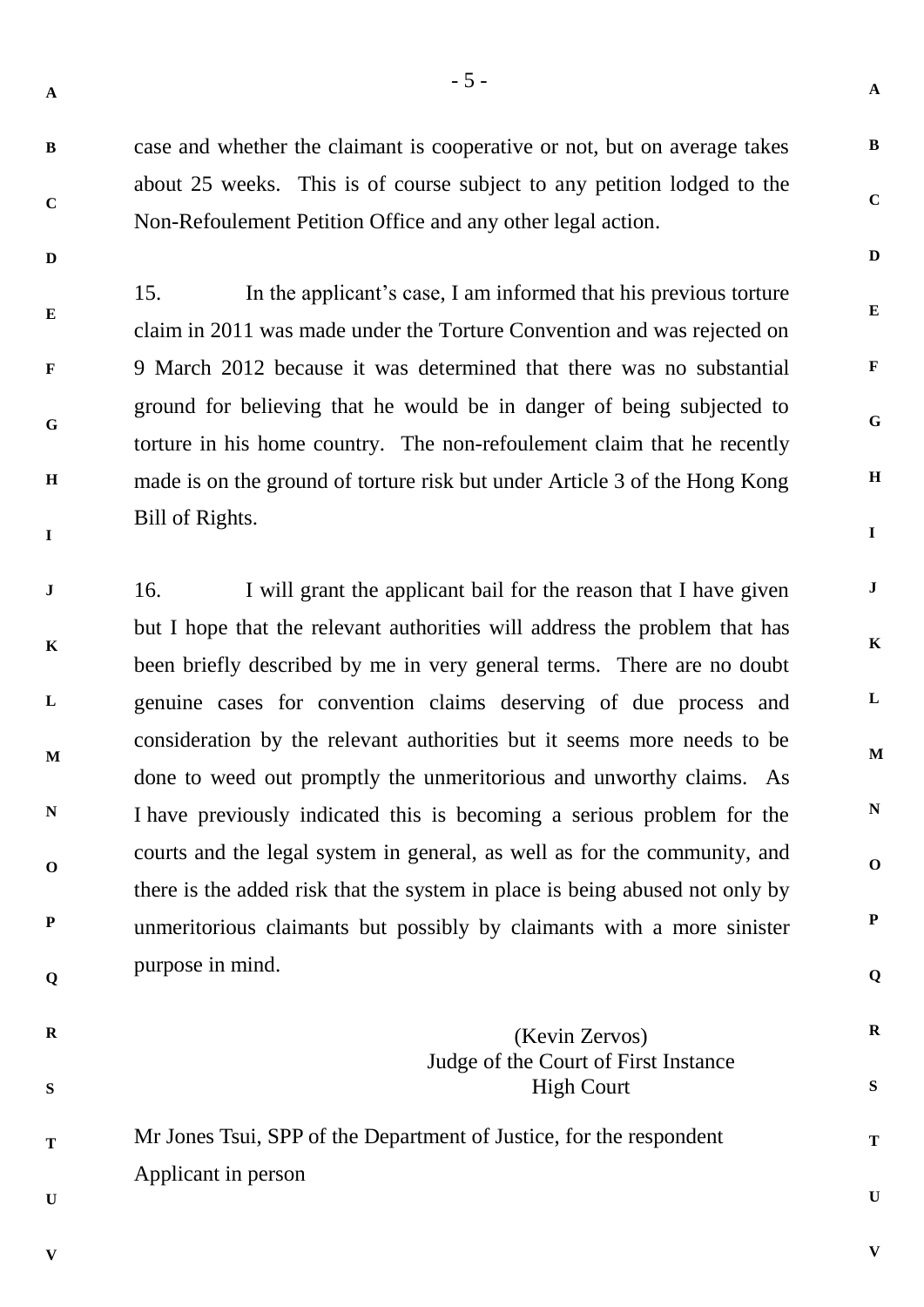case and whether the claimant is cooperative or not, but on average takes about 25 weeks. This is of course subject to any petition lodged to the Non-Refoulement Petition Office and any other legal action.

15. In the applicant's case, I am informed that his previous torture claim in 2011 was made under the Torture Convention and was rejected on 9 March 2012 because it was determined that there was no substantial ground for believing that he would be in danger of being subjected to torture in his home country. The non-refoulement claim that he recently made is on the ground of torture risk but under Article 3 of the Hong Kong Bill of Rights.

16. I will grant the applicant bail for the reason that I have given but I hope that the relevant authorities will address the problem that has been briefly described by me in very general terms. There are no doubt genuine cases for convention claims deserving of due process and consideration by the relevant authorities but it seems more needs to be done to weed out promptly the unmeritorious and unworthy claims. As I have previously indicated this is becoming a serious problem for the courts and the legal system in general, as well as for the community, and there is the added risk that the system in place is being abused not only by unmeritorious claimants but possibly by claimants with a more sinister purpose in mind.

(Kevin Zervos)
Judge of the Court of First Instance
High Court

Mr Jones Tsui, SPP of the Department of Justice, for the respondent

Applicant in person